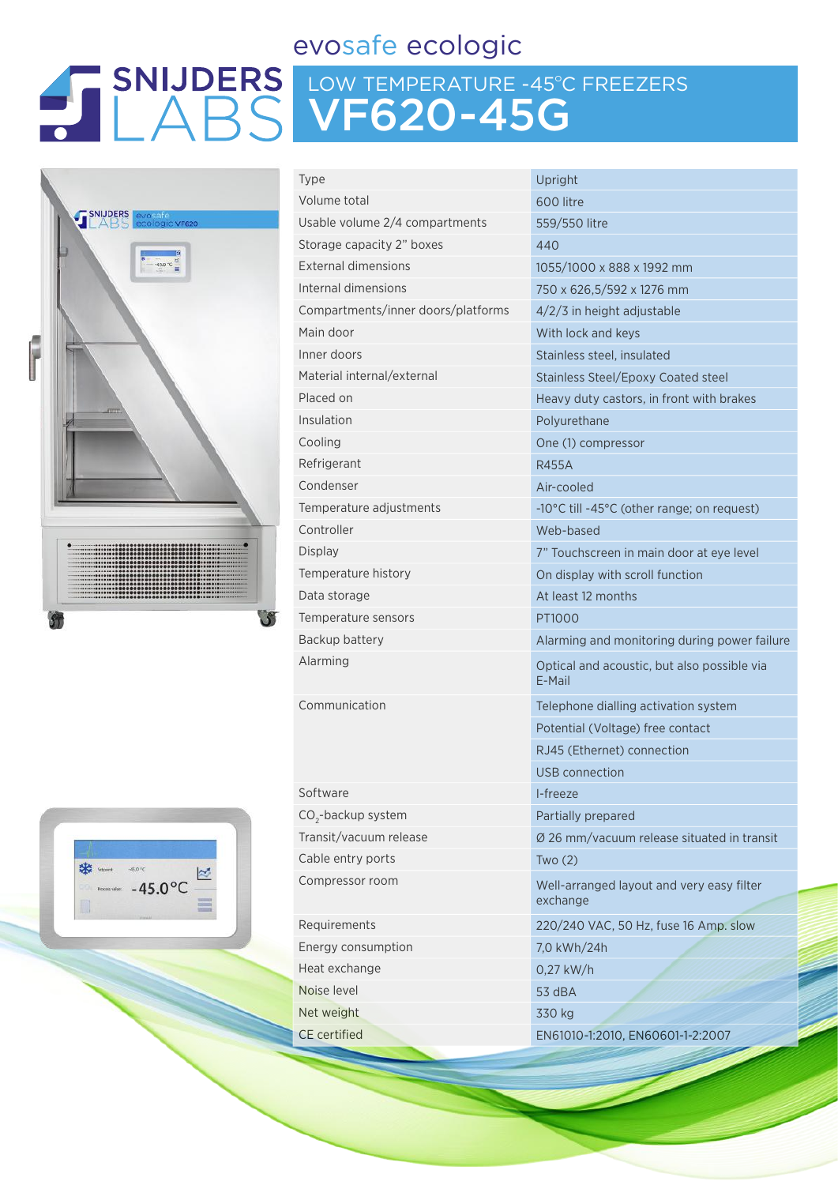# SNIJDERS LABS

## evosafe ecologic

# LOW TEMPERATURE -45°C FREEZERS VF620-45G

| | |
|---|---|
| Type | Upright |
| Volume total | 600 litre |
| Usable volume 2/4 compartments | 559/550 litre |
| Storage capacity 2" boxes | 440 |
| External dimensions | 1055/1000 x 888 x 1992 mm |
| Internal dimensions | 750 x 626,5/592 x 1276 mm |
| Compartments/inner doors/platforms | 4/2/3 in height adjustable |
| Main door | With lock and keys |
| Inner doors | Stainless steel, insulated |
| Material internal/external | Stainless Steel/Epoxy Coated steel |
| Placed on | Heavy duty castors, in front with brakes |
| Insulation | Polyurethane |
| Cooling | One (1) compressor |
| Refrigerant | R455A |
| Condenser | Air-cooled |
| Temperature adjustments | -10°C till -45°C (other range; on request) |
| Controller | Web-based |
| Display | 7" Touchscreen in main door at eye level |
| Temperature history | On display with scroll function |
| Data storage | At least 12 months |
| Temperature sensors | PT1000 |
| Backup battery | Alarming and monitoring during power failure |
| Alarming | Optical and acoustic, but also possible via E-Mail |
| Communication | Telephone dialling activation system |
| | Potential (Voltage) free contact |
| | RJ45 (Ethernet) connection |
| | USB connection |
| Software | I-freeze |
| $CO_2$-backup system | Partially prepared |
| Transit/vacuum release | Ø 26 mm/vacuum release situated in transit |
| Cable entry ports | Two (2) |
| Compressor room | Well-arranged layout and very easy filter exchange |
| Requirements | 220/240 VAC, 50 Hz, fuse 16 Amp. slow |
| Energy consumption | 7,0 kWh/24h |
| Heat exchange | 0,27 kW/h |
| Noise level | 53 dBA |
| Net weight | 330 kg |
| CE certified | EN61010-1:2010, EN60601-1-2:2007 |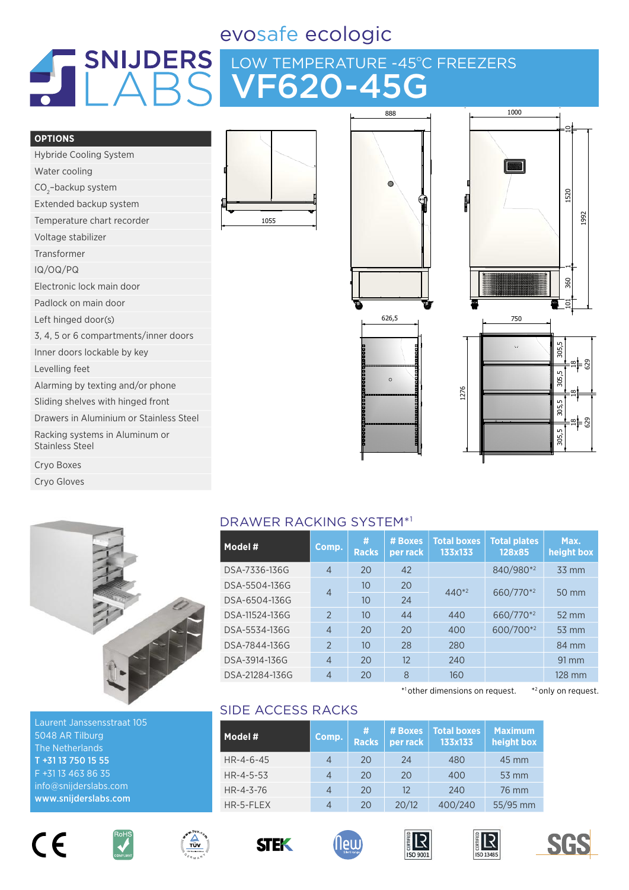# evosafe ecologic

# SNIJDERS LABS

## LOW TEMPERATURE -45°C FREEZERS
## VF620-45G

888
1000
1055
10
1520
1992
1
360
101
626,5
750
1276
305,5
18
629
305,5
18
305,5
18
629
305,5

| OPTIONS |
|---|
| Hybride Cooling System |
| Water cooling |
| $CO_2$-backup system |
| Extended backup system |
| Temperature chart recorder |
| Voltage stabilizer |
| Transformer |
| IQ/OQ/PQ |
| Electronic lock main door |
| Padlock on main door |
| Left hinged door(s) |
| 3, 4, 5 or 6 compartments/inner doors |
| Inner doors lockable by key |
| Levelling feet |
| Alarming by texting and/or phone |
| Sliding shelves with hinged front |
| Drawers in Aluminium or Stainless Steel |
| Racking systems in Aluminum or Stainless Steel |
| Cryo Boxes |
| Cryo Gloves |

## DRAWER RACKING SYSTEM*[1]

| Model # | Comp. | # Racks | # Boxes per rack | Total boxes 133x133 | Total plates 128x85 | Max. height box |
|---|---|---|---|---|---|---|
| DSA-7336-136G | 4 | 20 | 42 | | 840/980*[2] | 33 mm |
| DSA-5504-136G | 4 | 10 | 20 | 440*[2] | 660/770*[2] | 50 mm |
| DSA-6504-136G | | 10 | 24 | | | |
| DSA-11524-136G | 2 | 10 | 44 | 440 | 660/770*[2] | 52 mm |
| DSA-5534-136G | 4 | 20 | 20 | 400 | 600/700*[2] | 53 mm |
| DSA-7844-136G | 2 | 10 | 28 | 280 | | 84 mm |
| DSA-3914-136G | 4 | 20 | 12 | 240 | | 91 mm |
| DSA-21284-136G | 4 | 20 | 8 | 160 | | 128 mm |

*[1] other dimensions on request. *[2] only on request.

## SIDE ACCESS RACKS

| Model # | Comp. | # Racks | # Boxes per rack | Total boxes 133x133 | Maximum height box |
|---|---|---|---|---|---|
| HR-4-6-45 | 4 | 20 | 24 | 480 | 45 mm |
| HR-4-5-53 | 4 | 20 | 20 | 400 | 53 mm |
| HR-4-3-76 | 4 | 20 | 12 | 240 | 76 mm |
| HR-5-FLEX | 4 | 20 | 20/12 | 400/240 | 55/95 mm |

Laurent Janssensstraat 105
5048 AR Tilburg
The Netherlands
**T +31 13 750 15 55**
F +31 13 463 86 35
info@snijderslabs.com
**www.snijderslabs.com**

CE RoHS COMPLIANT TÜV STEK ISO 9001 ISO 13485 SGS